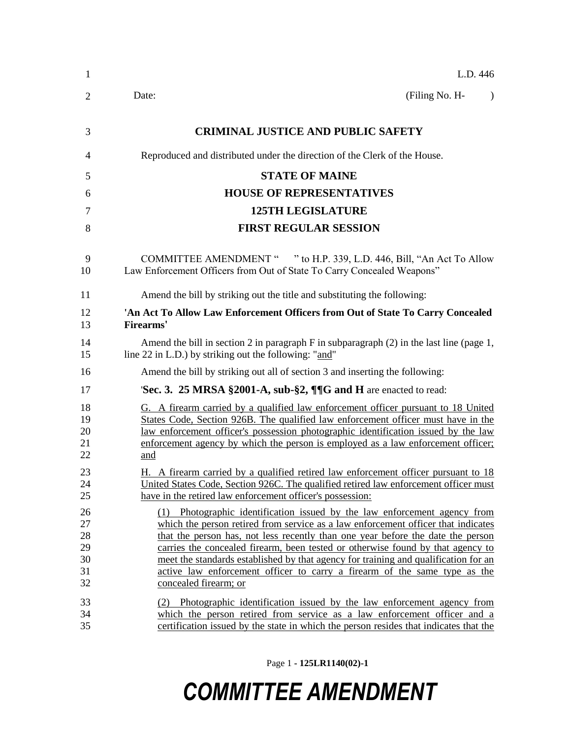L.D. 446

Date: (Filing No. H- )

**CRIMINAL JUSTICE AND PUBLIC SAFETY**

Reproduced and distributed under the direction of the Clerk of the House.

**STATE OF MAINE**

**HOUSE OF REPRESENTATIVES**

**125TH LEGISLATURE**

**FIRST REGULAR SESSION**

COMMITTEE AMENDMENT " " to H.P. 339, L.D. 446, Bill, "An Act To Allow Law Enforcement Officers from Out of State To Carry Concealed Weapons"

Amend the bill by striking out the title and substituting the following:

**'An Act To Allow Law Enforcement Officers from Out of State To Carry Concealed Firearms'**

Amend the bill in section 2 in paragraph F in subparagraph (2) in the last line (page 1, line 22 in L.D.) by striking out the following: "and"

Amend the bill by striking out all of section 3 and inserting the following:

'**Sec. 3. 25 MRSA §2001-A, sub-§2, ¶¶G and H** are enacted to read:

G. A firearm carried by a qualified law enforcement officer pursuant to 18 United States Code, Section 926B. The qualified law enforcement officer must have in the law enforcement officer's possession photographic identification issued by the law enforcement agency by which the person is employed as a law enforcement officer; and

H. A firearm carried by a qualified retired law enforcement officer pursuant to 18 United States Code, Section 926C. The qualified retired law enforcement officer must have in the retired law enforcement officer's possession:

(1) Photographic identification issued by the law enforcement agency from which the person retired from service as a law enforcement officer that indicates that the person has, not less recently than one year before the date the person carries the concealed firearm, been tested or otherwise found by that agency to meet the standards established by that agency for training and qualification for an active law enforcement officer to carry a firearm of the same type as the concealed firearm; or

(2) Photographic identification issued by the law enforcement agency from which the person retired from service as a law enforcement officer and a certification issued by the state in which the person resides that indicates that the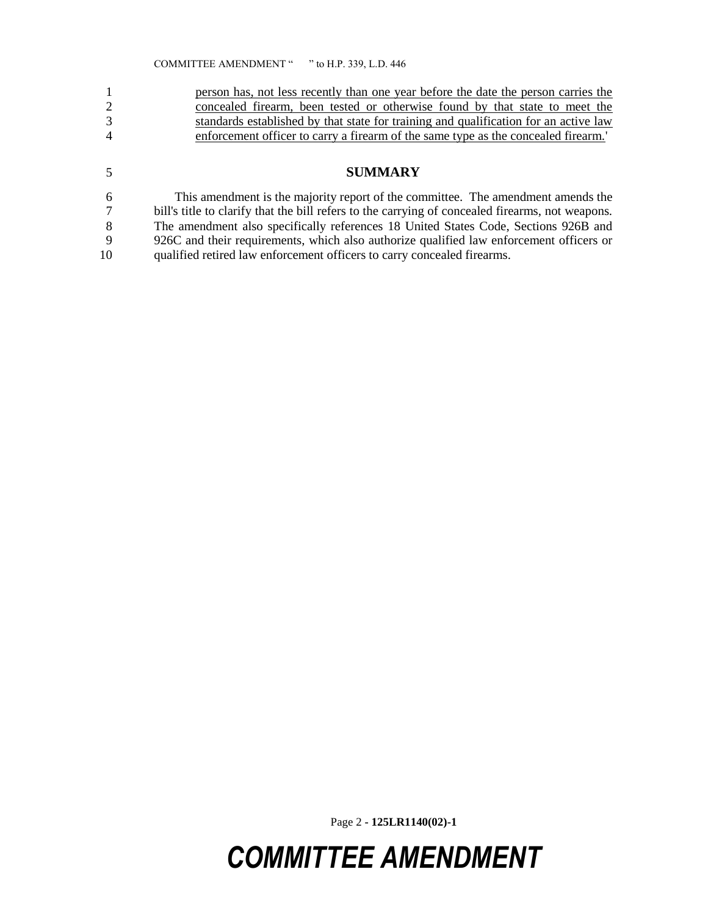person has, not less recently than one year before the date the person carries the concealed firearm, been tested or otherwise found by that state to meet the standards established by that state for training and qualification for an active law enforcement officer to carry a firearm of the same type as the concealed firearm.'

## SUMMARY

This amendment is the majority report of the committee. The amendment amends the bill's title to clarify that the bill refers to the carrying of concealed firearms, not weapons. The amendment also specifically references 18 United States Code, Sections 926B and 926C and their requirements, which also authorize qualified law enforcement officers or qualified retired law enforcement officers to carry concealed firearms.